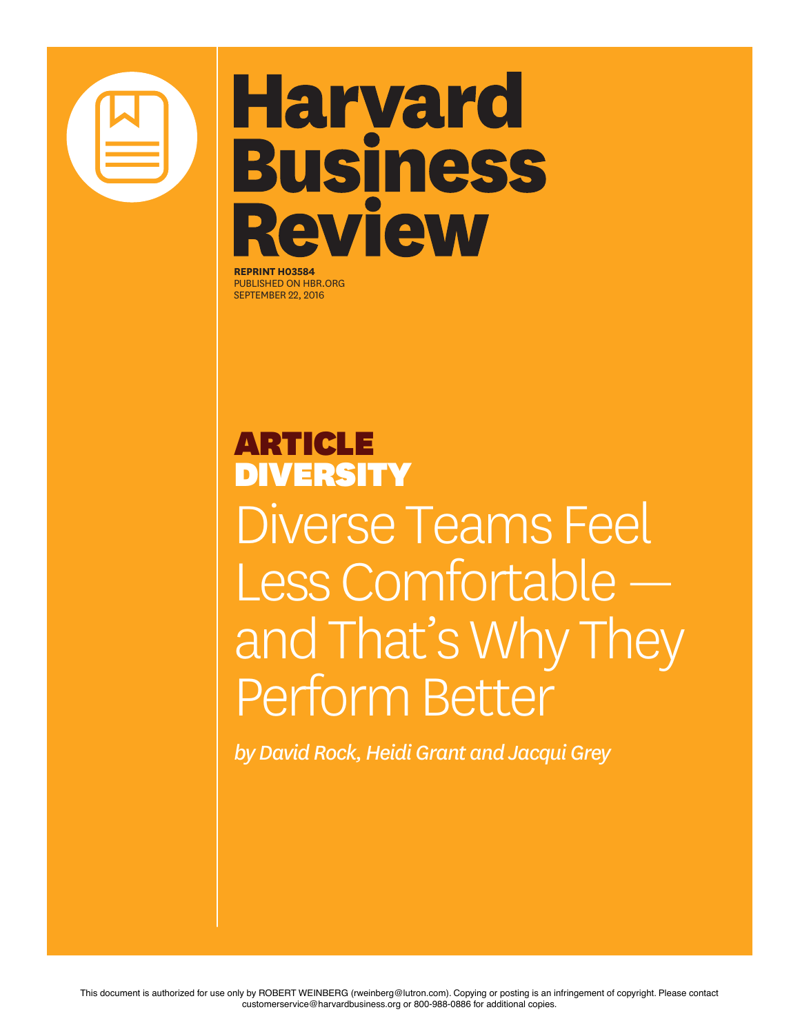# Harvard Business Review

**REPRINT H03584**
PUBLISHED ON HBR.ORG
SEPTEMBER 22, 2016

**ARTICLE**
**DIVERSITY**

# Diverse Teams Feel Less Comfortable — and That's Why They Perform Better

*by David Rock, Heidi Grant and Jacqui Grey*

This document is authorized for use only by ROBERT WEINBERG (rweinberg@lutron.com). Copying or posting is an infringement of copyright. Please contact customerservice@harvardbusiness.org or 800-988-0886 for additional copies.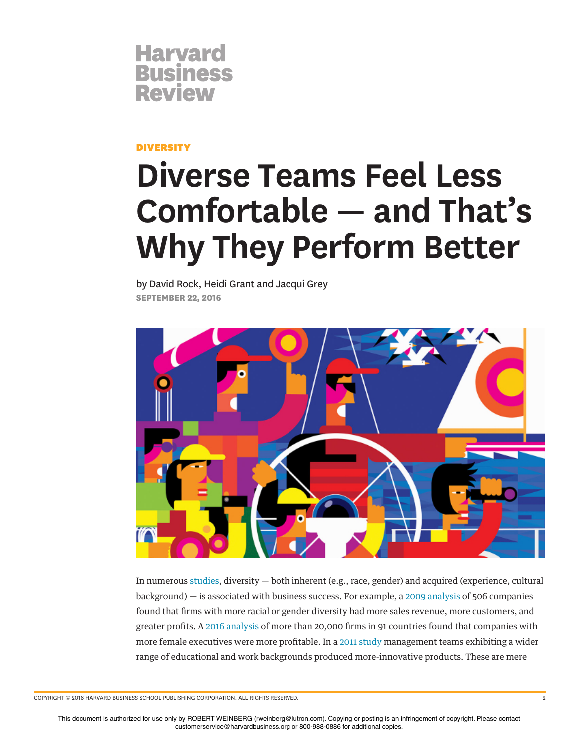# Harvard Business Review

DIVERSITY

# Diverse Teams Feel Less Comfortable — and That's Why They Perform Better

by David Rock, Heidi Grant and Jacqui Grey

SEPTEMBER 22, 2016

In numerous studies, diversity — both inherent (e.g., race, gender) and acquired (experience, cultural background) — is associated with business success. For example, a 2009 analysis of 506 companies found that firms with more racial or gender diversity had more sales revenue, more customers, and greater profits. A 2016 analysis of more than 20,000 firms in 91 countries found that companies with more female executives were more profitable. In a 2011 study management teams exhibiting a wider range of educational and work backgrounds produced more-innovative products. These are mere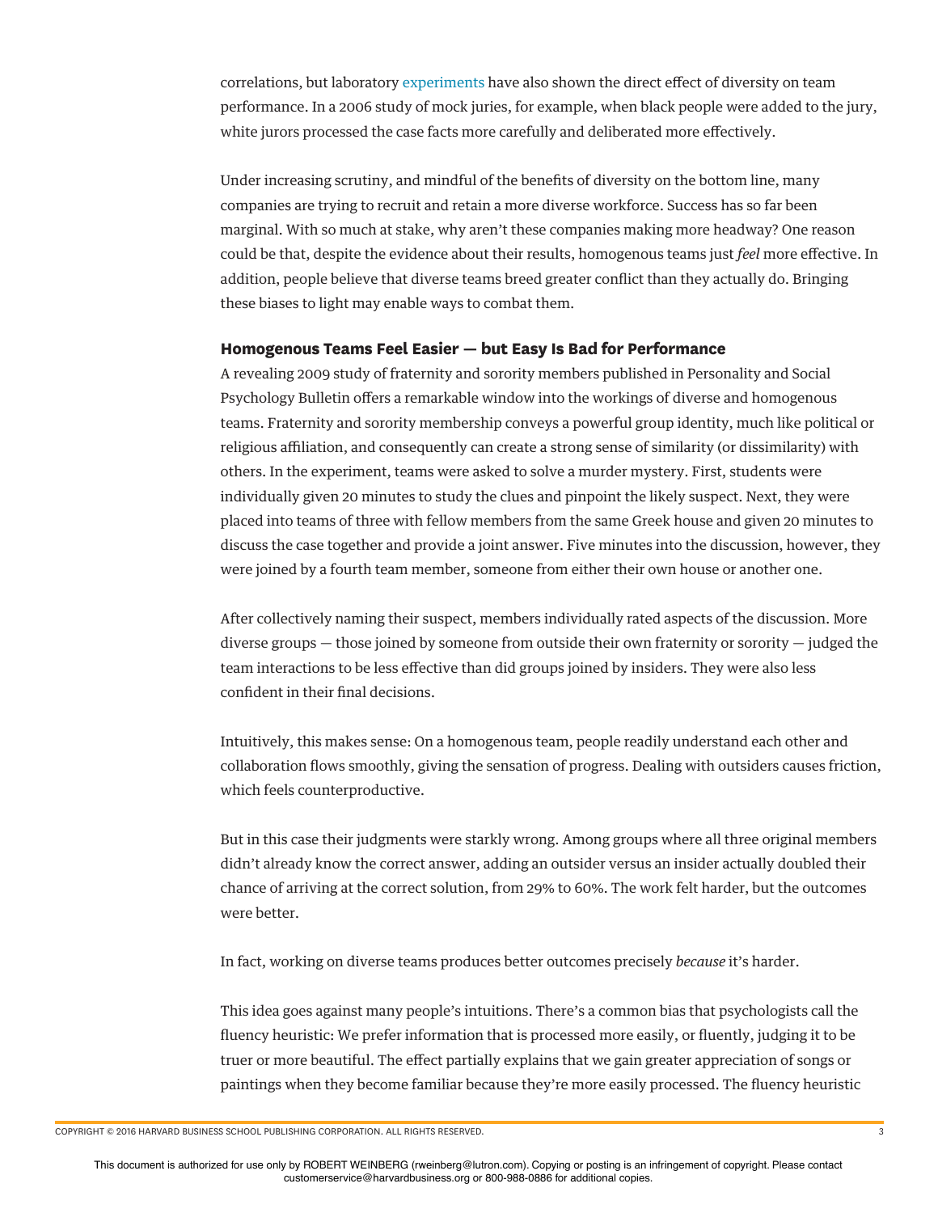correlations, but laboratory experiments have also shown the direct effect of diversity on team performance. In a 2006 study of mock juries, for example, when black people were added to the jury, white jurors processed the case facts more carefully and deliberated more effectively.

Under increasing scrutiny, and mindful of the benefits of diversity on the bottom line, many companies are trying to recruit and retain a more diverse workforce. Success has so far been marginal. With so much at stake, why aren't these companies making more headway? One reason could be that, despite the evidence about their results, homogenous teams just *feel* more effective. In addition, people believe that diverse teams breed greater conflict than they actually do. Bringing these biases to light may enable ways to combat them.

### Homogenous Teams Feel Easier — but Easy Is Bad for Performance

A revealing 2009 study of fraternity and sorority members published in Personality and Social Psychology Bulletin offers a remarkable window into the workings of diverse and homogenous teams. Fraternity and sorority membership conveys a powerful group identity, much like political or religious affiliation, and consequently can create a strong sense of similarity (or dissimilarity) with others. In the experiment, teams were asked to solve a murder mystery. First, students were individually given 20 minutes to study the clues and pinpoint the likely suspect. Next, they were placed into teams of three with fellow members from the same Greek house and given 20 minutes to discuss the case together and provide a joint answer. Five minutes into the discussion, however, they were joined by a fourth team member, someone from either their own house or another one.

After collectively naming their suspect, members individually rated aspects of the discussion. More diverse groups — those joined by someone from outside their own fraternity or sorority — judged the team interactions to be less effective than did groups joined by insiders. They were also less confident in their final decisions.

Intuitively, this makes sense: On a homogenous team, people readily understand each other and collaboration flows smoothly, giving the sensation of progress. Dealing with outsiders causes friction, which feels counterproductive.

But in this case their judgments were starkly wrong. Among groups where all three original members didn't already know the correct answer, adding an outsider versus an insider actually doubled their chance of arriving at the correct solution, from 29% to 60%. The work felt harder, but the outcomes were better.

In fact, working on diverse teams produces better outcomes precisely *because* it's harder.

This idea goes against many people's intuitions. There's a common bias that psychologists call the fluency heuristic: We prefer information that is processed more easily, or fluently, judging it to be truer or more beautiful. The effect partially explains that we gain greater appreciation of songs or paintings when they become familiar because they're more easily processed. The fluency heuristic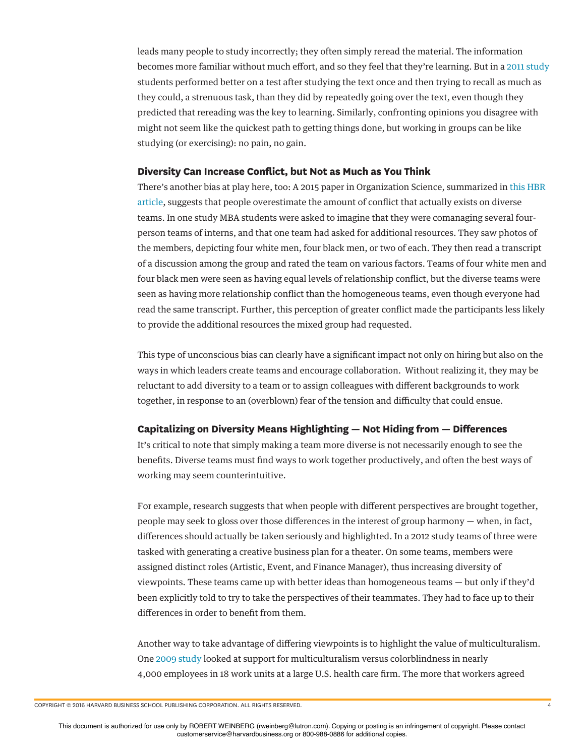leads many people to study incorrectly; they often simply reread the material. The information becomes more familiar without much effort, and so they feel that they're learning. But in a 2011 study students performed better on a test after studying the text once and then trying to recall as much as they could, a strenuous task, than they did by repeatedly going over the text, even though they predicted that rereading was the key to learning. Similarly, confronting opinions you disagree with might not seem like the quickest path to getting things done, but working in groups can be like studying (or exercising): no pain, no gain.

### Diversity Can Increase Conflict, but Not as Much as You Think

There's another bias at play here, too: A 2015 paper in Organization Science, summarized in this HBR article, suggests that people overestimate the amount of conflict that actually exists on diverse teams. In one study MBA students were asked to imagine that they were comanaging several four-person teams of interns, and that one team had asked for additional resources. They saw photos of the members, depicting four white men, four black men, or two of each. They then read a transcript of a discussion among the group and rated the team on various factors. Teams of four white men and four black men were seen as having equal levels of relationship conflict, but the diverse teams were seen as having more relationship conflict than the homogeneous teams, even though everyone had read the same transcript. Further, this perception of greater conflict made the participants less likely to provide the additional resources the mixed group had requested.

This type of unconscious bias can clearly have a significant impact not only on hiring but also on the ways in which leaders create teams and encourage collaboration. Without realizing it, they may be reluctant to add diversity to a team or to assign colleagues with different backgrounds to work together, in response to an (overblown) fear of the tension and difficulty that could ensue.

### Capitalizing on Diversity Means Highlighting — Not Hiding from — Differences

It's critical to note that simply making a team more diverse is not necessarily enough to see the benefits. Diverse teams must find ways to work together productively, and often the best ways of working may seem counterintuitive.

For example, research suggests that when people with different perspectives are brought together, people may seek to gloss over those differences in the interest of group harmony — when, in fact, differences should actually be taken seriously and highlighted. In a 2012 study teams of three were tasked with generating a creative business plan for a theater. On some teams, members were assigned distinct roles (Artistic, Event, and Finance Manager), thus increasing diversity of viewpoints. These teams came up with better ideas than homogeneous teams — but only if they'd been explicitly told to try to take the perspectives of their teammates. They had to face up to their differences in order to benefit from them.

Another way to take advantage of differing viewpoints is to highlight the value of multiculturalism. One 2009 study looked at support for multiculturalism versus colorblindness in nearly 4,000 employees in 18 work units at a large U.S. health care firm. The more that workers agreed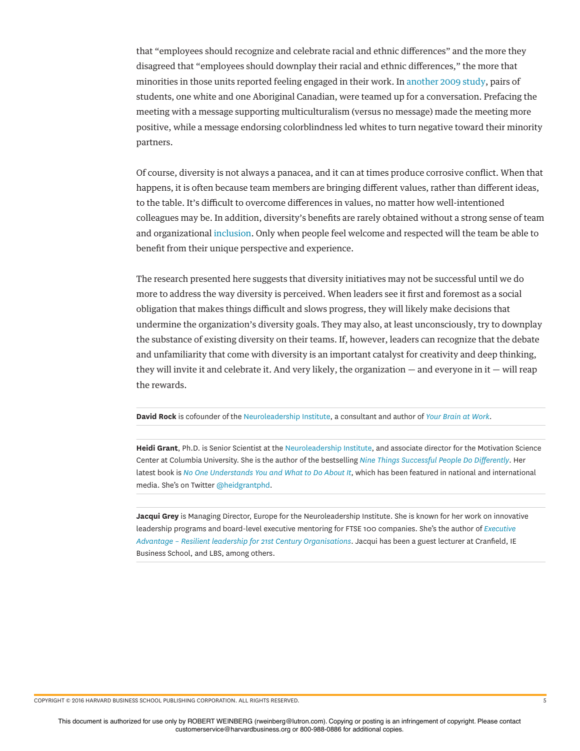that "employees should recognize and celebrate racial and ethnic differences" and the more they disagreed that "employees should downplay their racial and ethnic differences," the more that minorities in those units reported feeling engaged in their work. In another 2009 study, pairs of students, one white and one Aboriginal Canadian, were teamed up for a conversation. Prefacing the meeting with a message supporting multiculturalism (versus no message) made the meeting more positive, while a message endorsing colorblindness led whites to turn negative toward their minority partners.

Of course, diversity is not always a panacea, and it can at times produce corrosive conflict. When that happens, it is often because team members are bringing different values, rather than different ideas, to the table. It's difficult to overcome differences in values, no matter how well-intentioned colleagues may be. In addition, diversity's benefits are rarely obtained without a strong sense of team and organizational inclusion. Only when people feel welcome and respected will the team be able to benefit from their unique perspective and experience.

The research presented here suggests that diversity initiatives may not be successful until we do more to address the way diversity is perceived. When leaders see it first and foremost as a social obligation that makes things difficult and slows progress, they will likely make decisions that undermine the organization's diversity goals. They may also, at least unconsciously, try to downplay the substance of existing diversity on their teams. If, however, leaders can recognize that the debate and unfamiliarity that come with diversity is an important catalyst for creativity and deep thinking, they will invite it and celebrate it. And very likely, the organization — and everyone in it — will reap the rewards.

---

**David Rock** is cofounder of the Neuroleadership Institute, a consultant and author of *Your Brain at Work*.

---

**Heidi Grant**, Ph.D. is Senior Scientist at the Neuroleadership Institute, and associate director for the Motivation Science Center at Columbia University. She is the author of the bestselling *Nine Things Successful People Do Differently*. Her latest book is *No One Understands You and What to Do About It*, which has been featured in national and international media. She's on Twitter @heidigrantphd.

---

**Jacqui Grey** is Managing Director, Europe for the Neuroleadership Institute. She is known for her work on innovative leadership programs and board-level executive mentoring for FTSE 100 companies. She's the author of *Executive Advantage – Resilient leadership for 21st Century Organisations*. Jacqui has been a guest lecturer at Cranfield, IE Business School, and LBS, among others.